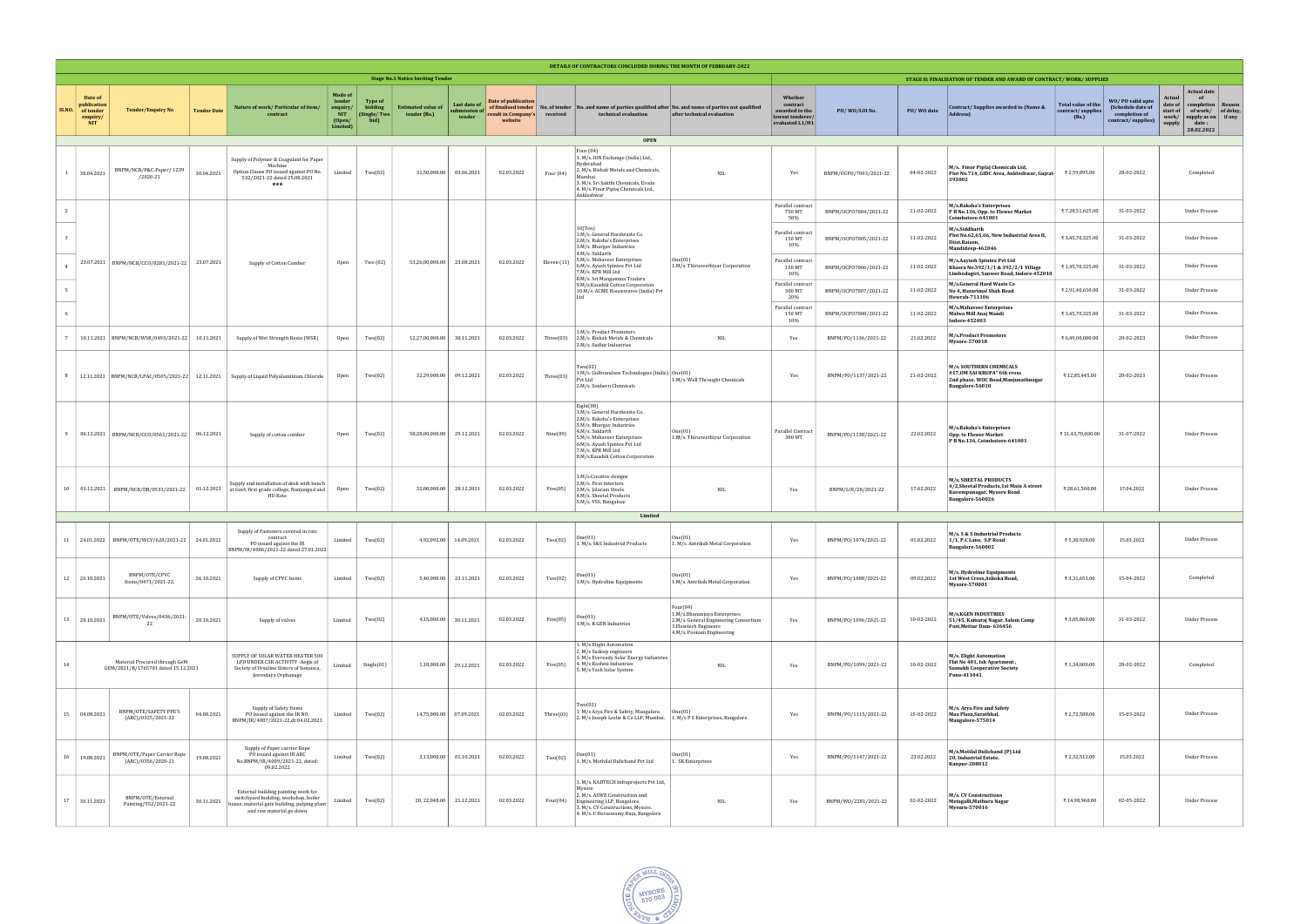# DETAILS OF CONTRACTORS CONCLUDED DURING THE MONTH OF FEBRUARY-2022

| Stage No.1 Notice Inviting Tender | | | | | | | | | | | | | | STAGE II: FINALISATION OF TENDER AND AWARD OF CONTRACT/ WORK/ SUPPLIES | | | | | | | | |
|---|---|---|---|---|---|---|---|---|---|---|---|---|---|---|---|---|---|---|---|---|
| Sl.NO. | Date of publication of tender enquiry/ NIT | Tender/Enquiry No | Tender Date | Nature of work/ Particular of item/ contract | Mode of tender enquiry/ NIT (Open/ Limited) | Type of bidding (Single/ Two bid) | Estimated value of tender (Rs.) | Last date of submission of tender | Date of publication of finalised tender result in Company's website | No. of tender received | No. and name of parties qualified after technical evaluation | No. and name of parties not qualified after technical evaluation | Whether contract awarded to the lowest tenderer/ evaluated L1/H1 | PO/ WO/LOI No. | PO/ WO date | Contract/ Supplies awarded to (Name & Address) | Total value of the contract/ supplies (Rs.) | WO/ PO valid upto (Schedule date of completion of contract/ supplies) | Actual date of start of work/ supply | Actual date of completion of work/ supply as on date : 28.02.2022 | Reason of delay, if any |
| **OPEN** | | | | | | | | | | | | | | | | | | | | | |
| 1 | 30.04.2021 | BNPM/NCB/P&C-Paper/ 1239 /2020-21 | 30.04.2021 | Supply of Polymer & Coagulant for Paper Machine Option Clause PO issued against PO No. 532/2021-22 dated 25.08.2021 *** | Limited | Two(02) | 31,50,000.00 | 03.06.2021 | 02.03.2022 | Four (04) | Four (04) 1. M/s. ION Exchange (India) Ltd., Hyderabad 2. M/s. Rishab Metals and Chemicals, Mumbai 3. M/s. Sri Sakthi Chemicals, Erode 4. M/s. Finor Piplaj Chemicals Ltd., Ankleshwar | NIL | Yes | BNPM/OCPO/7003/2021-22 | 04-02-2022 | M/s. Finor Piplaj Chemicals Ltd, Plot No.714, GIDC Area, Ankleshwar, Gujrat-393002 | ₹ 2,59,895.00 | 28-02-2022 | Completed | | |
| 2 | 23.07.2021 | BNPM/NCB/CCO/0281/2021-22 | 23.07.2021 | Supply of Cotton Comber | Open | Two (02) | 53,26,00,000.00 | 23.08.2021 | 02.03.2022 | Eleven (11) | 10(Ten) 1.M/s. General Hardwaste Co. 2.M/s. Raksha's Enterprises 3.M/s. Bhargav Industries 4.M/s. Siddarth 5.M/s. Mahaveer Enterprises 6.M/s. Ayush Spintex Pvt Ltd 7.M/s. KPR Mill Ltd 8.M/s. Sri Mangamma Traders 9.M/s.Kaushik Cotton Corporation 10.M/s. ACME Housewares (India) Pvt Ltd | One(01) 1.M/s. Thiruveethiyar Corporation | Parallel contract 750 MT 50% | BNPM/OCPO7004/2021-22 | 11-02-2022 | M/s.Raksha's Enterprises P B No.136, Opp. to Flower Market Coimbatore-641001 | ₹ 7,28,51,625.00 | 31-03-2022 | Under Process | | |
| 3 | | | | | | | | | | | | | Parallel contract 150 MT 10% | BNPM/OCPO7005/2021-22 | 11-02-2022 | M/s.Siddharth Plot No.62,65,66, New Industrial Area II, Distt.Raisen, Mandideep-462046 | ₹ 1,45,70,325.00 | 31-03-2022 | Under Process | | |
| 4 | | | | | | | | | | | | | Parallel contract 150 MT 10% | BNPM/OCPO7006/2021-22 | 11-02-2022 | M/s.Aayush Spintex Pvt Ltd Khasra No.392/1/1 & 392/2/1 Village Limbodagiri, Sanwer Road, Indore-452010 | ₹ 1,45,70,325.00 | 31-03-2022 | Under Process | | |
| 5 | | | | | | | | | | | | | Parallel contract 300 MT 20% | BNPM/OCPO7007/2021-22 | 11-02-2022 | M/s.General Hard Waste Co No 4, Hazarimal Shah Road Howrah-711106 | ₹ 2,91,40,650.00 | 31-03-2022 | Under Process | | |
| 6 | | | | | | | | | | | | | Parallel contract 150 MT 10% | BNPM/OCPO7008/2021-22 | 11-02-2022 | M/s.Mahaveer Enterprises Malwa Mill Anaj Mandi Indore-452003 | ₹ 1,45,70,325.00 | 31-03-2022 | Under Process | | |
| 7 | 10.11.2021 | BNPM/NCB/WSR/0493/2021-22 | 10.11.2021 | Supply of Wet Strength Resin (WSR) | Open | Two(02) | 12,27,00,000.00 | 30.11.2021 | 02.03.2022 | Three(03) | 1.M/s. Product Promoters 2.M/s. Rishab Metals & Chemicals 3.M/s. Sudhir Industries | NIL | Yes | BNPM/PO/1136/2021-22 | 21.02.2022 | M/s.Product Promoters Mysore-570018 | ₹ 6,49,00,000.00 | 20-02-2023 | Under Process | | |
| 8 | 12.11.2021 | BNPM/NCB/LPAC/0505/2021-22 | 12.11.2021 | Supply of Liquid Polyaluminium Chloride | Open | Two(02) | 32,29,000.00 | 09.12.2021 | 02.03.2022 | Three(03) | Two(02) 1.M/s. Gulbrandsen Technologies (India) Pvt Ltd 2.M/s. Southern Chemicals | One(01) 1.M/s. Well Throught Chemicals | Yes | BNPM/PO/1137/2021-22 | 21-02-2022 | M/s. SOUTHERN CHEMICALS # 17,OM SAI KRUPA" 6th cross 2nd phase, WOC Road,Manjunathnagar Bangalore-56010 | ₹ 12,85,445.00 | 20-02-2023 | Under Process | | |
| 9 | 06.12.2021 | BNPM/NCB/CCO/0561/2021-22 | 06.12.2021 | Supply of cotton comber | Open | Two(02) | 58,28,00,000.00 | 29.12.2021 | 02.03.2022 | Nine(09) | Eight(08) 1.M/s. General Hardwaste Co. 2.M/s. Raksha's Enterprises 3.M/s. Bhargav Industries 4.M/s. Siddarth 5.M/s. Mahaveer Enterprises 6.M/s. Ayush Spintex Pvt Ltd 7.M/s. KPR Mill Ltd 8.M/s.Kaushik Cotton Corporation | One(01) 1.M/s. Thiruveethiyar Corporation | Parallel Contract 300 MT | BNPM/PO/1138/2021-22 | 22.02.2022 | M/s.Raksha's Enterprises Opp. to Flower Market P B No.136, Coimbatore-641001 | ₹ 31,43,70,000.00 | 31-07-2022 | Under Process | | |
| 10 | 01.12.2021 | BNPM/NCB/DB/0533/2021-22 | 01.12.2021 | Supply and installation of desk with bench at Govt. first grade college, Nanjangud and HD Kote | Open | Two(02) | 32,00,000.00 | 28.12.2021 | 02.03.2022 | Five(05) | 1.M/s.Creative designs 2.M/s. First Interiors 3.M/s. Jalaram Steels 4.M/s. Sheetal Products 5.M/s. YSS, Bangalore | NIL | Yes | BNPM/LOI/28/2021-22 | 17.02.2022 | M/s. SHEETAL PRODUCTS 4/2,Sheetal Products,1st Main A street Kuvempunagar, Mysore Road Bangalore-560026 | ₹ 28,61,500.00 | 17.04.2022 | Under Process | | |
| **Limited** | | | | | | | | | | | | | | | | | | | | | |
| 11 | 24.01.2022 | BNPM/OTE/WCY/620/2021-22 | 24.01.2022 | Supply of Fasteners covered in rate contract PO issued against the IR BNPM/IR/4006/2021-22 dated 27.01.2022 | Limited | Two(02) | 4,92,092.00 | 14.09.2021 | 02.03.2022 | Two(02) | One(01) 1. M/s. S&S Industrial Products | One(01) 1. M/s. Antriksh Metal Corporation | Yes | BNPM/PO/1074/2021-22 | 01.02.2022 | M/s. S & S Industrial Products 1/1, P.C Lane, S.P Road Bangalore-560002 | ₹ 5,30,928.00 | 15.03.2022 | Under Process | | |
| 12 | 26.10.2021 | BNPM/OTE/CPVC Items/0471/2021-22, | 26.10.2021 | Supply of CPVC Items | Limited | Two(02) | 5,40,000.00 | 23.11.2021 | 02.03.2022 | Two(02) | One(01) 1.M/s. Hydroline Equipments | One(01) 1.M/s. Antriksh Metal Corporation | Yes | BNPM/PO/1088/2021-22 | 09.02.2022 | M/s. Hydroline Equipments 1st West Cross,Ashoka Road, Mysore-570001 | ₹ 3,31,651.00 | 15-04-2022 | Completed | | |
| 13 | 20.10.2021 | BNPM/OTE/Valves/0436/2021-22 | 20.10.2021 | Supply of valves | Limited | Two(02) | 4,15,000.00 | 30.11.2021 | 02.03.2022 | Five(05) | One(01) 1.M/s. K.GEN Industries | Four(04) 1.M/s.Dhananjaya Enterprises 2.M/s. General Engineering Consortium 3.Flowtech Engineers 4.M/s. Poonam Engineering | Yes | BNPM/PO/1096/2021-22 | 10-02-2022 | M/s.KGEN INDUSTRIES 51/45, Kamaraj Nagar, Salem Camp Post,Mettur Dam- 636456 | ₹ 3,05,860.00 | 31-03-2022 | Under Process | | |
| 14 | Material Procured through GeM GEM/2021/B/1765701 dated 15.12.2021 | | | SUPPLY OF SOLAR WATER HEATER 500 LPD UNDER CSR ACTIVITY -Aegis of Society of Ursuline Sisters of Somasca, Jeevodaya Orphanage | Limited | Single(01) | 1,18,000.00 | 29.12.2021 | 02.03.2022 | Five(05) | 1. M/s Elight Automation 2. M/s Sudeep engineers 3. M/s Evsready Solar Energy Industries 4. M/s Kushmi Industries 5. M/s Yash Solar System | NIL | Yes | BNPM/PO/1099/2021-22 | 10-02-2022 | M/s. Elight Automation Flat No 401, Ish Apartment , Sumukh Cooperative Society Pune-411041 | ₹ 1,34,000.00 | 28-02-2022 | Completed | | |
| 15 | 04.08.2021 | BNPM/OTE/SAFETY PPE'S (ARC)/0325/2021-22 | 04.08.2021 | Supply of Safety Items PO issued against the IR NO. BNPM/IR/4007/2021-22,dt:04.02.2021 | Limited | Two(02) | 14,75,000.00 | 07.09.2021 | 02.03.2022 | Three(03) | Two(02) 1. M/s Arya Fire & Safety, Mangalore. 2. M/s Joseph Leslie & Co LLP, Mumbai. | One(01) 1. M/s P S Enterprises, Bangalore. | Yes | BNPM/PO/1115/2021-22 | 15-02-2022 | M/s. Arya Fire and Safety Max Plaza,Surathkal, Mangalore-575014 | ₹ 2,72,588.00 | 15-03-2022 | Under Process | | |
| 16 | 19.08.2021 | BNPM/OTE/Paper Carrier Rope (ARC)/0356/2020-21 | 19.08.2021 | Supply of Paper carrier Rope PO issued against IR ARC No.BNPM/IR/4009/2021-22, dated: 09.02.2022 | Limited | Two(02) | 3,13,000.00 | 01.10.2021 | 02.03.2022 | Two(02) | One(01) 1. M/s. Mothilal Dulichand Pvt Ltd | One(01) 1. SK Enterprises | Yes | BNPM/PO/1147/2021-22 | 23.02.2022 | M/s.Motilal Dulichand (P) Ltd 20, Industrial Estate, Kanpur-208012 | ₹ 2,32,512.00 | 15.03.2022 | Under Process | | |
| 17 | 30.11.2021 | BNPM/OTE/External Painting/552/2021-22 | 30.11.2021 | External building painting work for switchyard building, workshop, boiler house, material gate building, pulping plant and raw material go down | Limited | Two(02) | 20, 22,048.00 | 21.12.2021 | 02.03.2022 | Four(04) | 1. M/s. KADYTECH Infraprojects Pvt Ltd, Mysore 2. M/s. ASWE Construction and Engineering LLP, Bangalore. 3. M/s. CV Constructions, Mysore. 4. M/s. C Doraswamy Raju, Bangalore | NIL | Yes | BNPM/WO/2281/2021-22 | 02-02-2022 | M/s. CV Constructions Metagalli,Mathura Nagar Mysuru-570016 | ₹ 14,98,960.00 | 02-05-2022 | Under Process | | |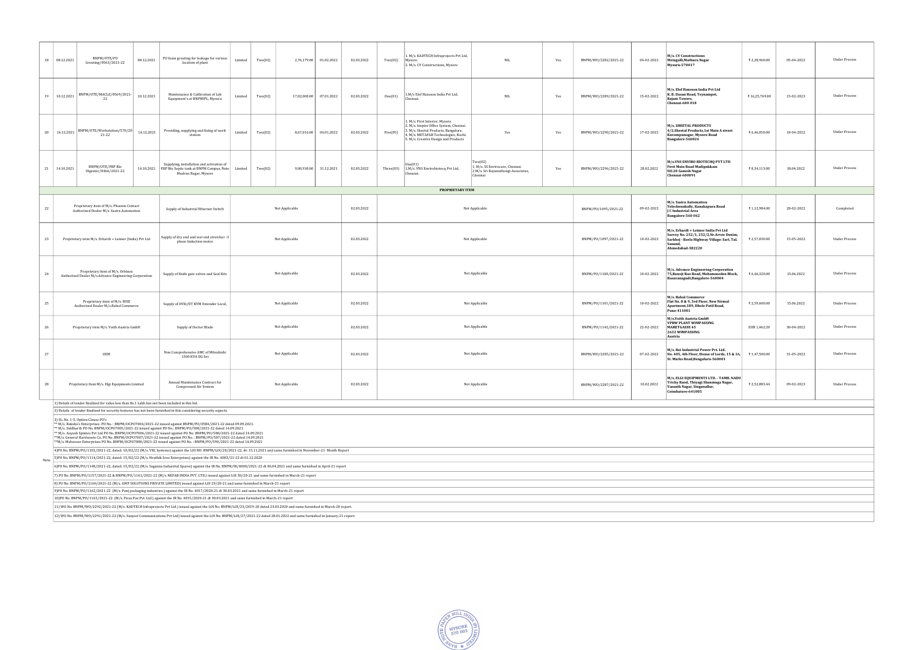| | | | | | | | | | | | | | | | | | | | | |
|---|---|---|---|---|---|---|---|---|---|---|---|---|---|---|---|---|---|---|---|---|
| 18 | 08.12.2021 | BNPM/OTE/PU Grouting/0563/2021-22 | 08.12.2021 | PU foam grouting for leakage for various location of plant | Limited | Two(02) | 2,76,179.00 | 01.02.2022 | 02.03.2022 | Two(02) | 1. M/s. KADTECH Infraprojects Pvt Ltd, Mysore. 2. M/s. CV Constructions, Mysore | NIL | Yes | BNPM/WO/2282/2021-22 | 04-02-2022 | M/s. CV Constructions Metagalli,Mathura Nagar Mysuru-570017 | ₹ 2,28,960.00 | 05-04-2022 | Under Process |
| 19 | 10.12.2021 | BNPM/OTE/MACLE/0569/2021-22 | 10.12.2021 | Maintenance & Calibration of Lab Equipment's at BNPMIPL, Mysuru | Limited | Two(02) | 17,02,000.00 | 07.01.2022 | 02.03.2022 | One(01) | 1.M/s Elof Hansson India Pvt Ltd, Chennai. | NIL | Yes | BNPM/WO/2289/2021-22 | 15-02-2022 | M/s. Elof Hansson India Pvt Ltd K. B. Dasan Road, Teynampet, Rajam Towers, Chennai-600 018 | ₹ 16,25,769.00 | 15-02-2023 | Under Process |
| 20 | 14.12.2021 | BNPM/OTE/Workstation/570/2021-22 | 14.12.2021 | Providing, supplying and fixing of work station | Limited | Two(02) | 8,67,016.00 | 04.01.2022 | 02.03.2022 | Five(05) | 1. M/s First Interior, Mysore. 2. M/s. Inspire Office System, Chennai. 3. M/s. Sheetal Products, Bangalore. 4. M/s. METAFAB Technologies, Kochi. 5. M/s. Creative Design and Products | Yes | Yes | BNPM/WO/2290/2021-22 | 17-02-2022 | M/s. SHEETAL PRODUCTS 4/2,Sheetal Products,1st Main A street Kuvempunagar, Mysore Road Bangalore-560026 | ₹ 6,46,050.00 | 18-04-2022 | Under Process |
| 21 | 14.10.2021 | BNPM/OTE/FRP Bio Digester/0466/2021-22 | 14.10.2021 | Supplying, installation and activation of FRP Bio Septic tank at BNPM Campus, Note Mudran Nagar, Mysore | Limited | Two(02) | 9,00,930.00 | 31.12.2021 | 02.03.2022 | Three(03) | One(01) 1.M/s. VNS Envirobiotecq Pvt Ltd, Chennai. | Two(02) 1. M/s. SS Envirocare, Chennai. 2.M/s. Sri Rajamathangi Associates, Chennai | Yes | BNPM/WO/2296/2021-22 | 28.02.2022 | M/s.VNS ENVIRO BIOTECHQ PVT LTD First Main Road Madipakkam NO.20 Ganesh Nagar Chennai-600091 | ₹ 8,34,113.00 | 30.04.2022 | Under Process |
| **PROPRIETARY ITEM** | | | | | | | | | | | | | | | | | | | |
| 22 | Proprietary item of M/s. Phoenix Contact Authorised Dealer M/s. Sasira Automation | | | Supply of Industrial Ethernet Switch | Not Applicable | | | | 02.03.2022 | Not Applicable | | | | BNPM/PO/1095/2021-22 | 09-02-2022 | M/s. Sasira Automation Yelechenahally, Kanakapura Road J C Industrial Area Bangalore-560 062 | ₹ 1,12,984.00 | 28-02-2022 | Completed |
| 23 | Proprietary ietm M/s. Erhardt + Leimer (India) Pvt Ltd | | | Supply of dry end and wet end stretcher -3 phase Induction motor | Not Applicable | | | | 02.03.2022 | Not Applicable | | | | BNPM/PO/1097/2021-22 | 10-02-2022 | M/s. Erhardt + Leimer India Pvt Ltd Survey No. 252/1, 252/2,Nr.Arvee Denim, Sarkhej - Bavla Highway Village: Sari, Tal. Sanand, Ahmedabad-382220 | ₹ 2,57,830.00 | 15-05-2022 | Under Process |
| 24 | Proprietary item of M/s. Orbinox Authorised Dealer M/s.Advance Engineering Corporation | | | Supply of Knife gate valves and Seal Kits | Not Applicable | | | | 02.03.2022 | Not Applicable | | | | BNPM/PO/1100/2021-22 | 10-02-2022 | M/s. Advance Engineering Corporation 75,Ranoji Rao Road, Mohammeden Block, Basavanagudi,Bangalore-560004 | ₹ 6,46,320.00 | 15.06.2022 | Under Process |
| 25 | Proprietary item of M/s. IHSE Authorised Dealer M/s.Rahul Commerce | | | Supply of DVIG/ET KVM Extender Local, | Not Applicable | | | | 02.03.2022 | Not Applicable | | | | BNPM/PO/1101/2021-22 | 10-02-2022 | M/s. Rahul Commerce Flat No. 8 & 9, 3rd Floor, New Nirmal Apartment,189, Dhole Patil Road, Pune-411001 | ₹ 2,59,600.00 | 15.06.2022 | Under Process |
| 26 | Proprietary item M/s. Voith Austria GmbH | | | Supply of Doctor Blade | Not Applicable | | | | 02.03.2022 | Not Applicable | | | | BNPM/PO/1142/2021-22 | 22-02-2022 | M/s.Voith Austria GmbH VPRW PLANT WIMPASSING MARETGASSE 45 2632 WIMPASSING Austria | EUR 1,462.20 | 30-04-2022 | Under Process |
| 27 | OEM | | | Non Comprehensive AMC of Mitsubishi 1500 KVA DG Set | Not Applicable | | | | 02.03.2022 | Not Applicable | | | | BNPM/WO/2285/2021-22 | 07-02-2022 | M/s. Rai Industrial Power Pvt. Ltd. No. 405, 4th Floor, House of Lords, 15 & 16, St. Marks Road,Bengaluru-560001 | ₹ 1,47,500.00 | 31-05-2022 | Under Process |
| 28 | Proprietary Item M/s. Elgi Equipments Limited | | | Annual Maintenance Contract for Compressed Air System | Not Applicable | | | | 02.03.2022 | Not Applicable | | | | BNPM/WO/2287/2021-22 | 10.02.2022 | M/s. ELGI EQUIPMENTS LTD. - TAMIL NADU Trichy Raod, Thiyagi Shanmuga Nagar, Vasanth Nagar, Singanallur, Coimbatore-641005 | ₹ 2,52,883.44 | 09-02-2023 | Under Process |

**Note**

1) Details of tender finalized for value less than Rs.1 Lakh has not been included in this list.

2) Details of tender finalized for security features has not been furnished in this considering security aspects.

3) SL. No. 1-5, Option Clause PO's
** M/s. Raksha's Enterprises PO No. : BNPM/OCPO7004/2021-22 issued against BNPM/PO/0504/2021-22 dated 09.09.2021.
** M/s. Siddharth PO No. BNPM/OCPO7005/2021-22 issued against PO No. : BNPM/PO/588/2021-22 dated 14.09.2021
** M/s. Aayush Spintex Pvt Ltd PO No. BNPM/OCPO7006/2021-22 issued against PO No: BNPM/PO/588/2021-22 dated 14.09.2021
**M/s. General Hardware Co. PO No. BNPM/OCPO7007/2021-22 issued against PO No. : BNPM/PO/587/2021-22 dated 14.09.2021
**M/s. Mahaveer Enterprises PO No. BNPM/OCPO7008/2021-22 issued against PO No. : BNPM/PO/590/2021-22 dated 14.09.2021

4)PO No. BNPM/PO/1102/2021-22, dated: 10/02/22 (M/s. VXL Systems) against the LOI NO: BNPM/LOI/20/2021-22, dt: 15.11.2021 and same furnished in November-21 Month Report

5)PO No. BNPM/PO/1114/2021-22, dated: 15/02/22 (M/s. Hruthik Sree Enterprises) against the IR No. 4003/21-22 dt 01.12.2020

6)PO No. BNPM/PO/1148/2021-22, dated: 15/02/22 (M/s. Saganna Industrial Spares) against the IR No. BNPM/IR/4000/2021-22 dt 06.04.2021 and same furnished in April-21 report

7) PO No. BNPM/PO/1157/2021-22 & BNPM/PO/1161/2021-22 (M/s. NEPAB INDIA PVT. LTD.) issued against LOI 30/20-21 and same furnished in March-21 report

8) PO No. BNPM/PO/1160/2021-22 (M/s. GWP SOLUTIONS PRIVATE LIMITED) issued against LOI 29/20-21 and same furnished in March-21 report

9)PO No. BNPM/PO/1162/2021-22 (M/s. Punj packaging industries.) against the IR No. 4017/2020-21 dt 30.03.2021 and same furnished in March-21 report

10)PO No. BNPM/PO/1163/2021-22 (M/s. Ficus Pax Pvt. Ltd.) against the IR No. 4015/2020-21 dt 30.03.2021 and same furnished in March-21 report

11) WO No. BNPM/WO/2292/2021-22 (M/s. KADTECH Infraprojects Pvt Ltd.) issued against the LOI No. BNPM/LOI/23/2019-20 dated 23.03.2020 and same furnished in March-20 report.

12) WO No. BNPM/WO/2291/2021-22 (M/s. Sanjeet Communications Pvt Ltd) issued against the LOI No. BNPM/LOI/27/2021-22 dated 28.01.2022 and same furnished in January-21 report.